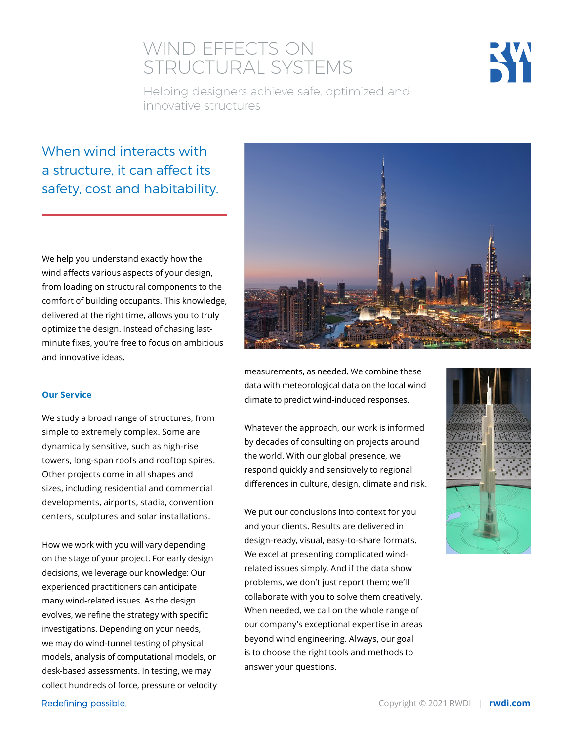# WIND EFFECTS ON STRUCTURAL SYSTEMS

Helping designers achieve safe, optimized and innovative structures

## When wind interacts with a structure, it can affect its safety, cost and habitability.

We help you understand exactly how the wind affects various aspects of your design, from loading on structural components to the comfort of building occupants. This knowledge, delivered at the right time, allows you to truly optimize the design. Instead of chasing last-minute fixes, you're free to focus on ambitious and innovative ideas.

### Our Service

We study a broad range of structures, from simple to extremely complex. Some are dynamically sensitive, such as high-rise towers, long-span roofs and rooftop spires. Other projects come in all shapes and sizes, including residential and commercial developments, airports, stadia, convention centers, sculptures and solar installations.

How we work with you will vary depending on the stage of your project. For early design decisions, we leverage our knowledge: Our experienced practitioners can anticipate many wind-related issues. As the design evolves, we refine the strategy with specific investigations. Depending on your needs, we may do wind-tunnel testing of physical models, analysis of computational models, or desk-based assessments. In testing, we may collect hundreds of force, pressure or velocity measurements, as needed. We combine these data with meteorological data on the local wind climate to predict wind-induced responses.

Whatever the approach, our work is informed by decades of consulting on projects around the world. With our global presence, we respond quickly and sensitively to regional differences in culture, design, climate and risk.

We put our conclusions into context for you and your clients. Results are delivered in design-ready, visual, easy-to-share formats. We excel at presenting complicated wind-related issues simply. And if the data show problems, we don't just report them; we'll collaborate with you to solve them creatively. When needed, we call on the whole range of our company's exceptional expertise in areas beyond wind engineering. Always, our goal is to choose the right tools and methods to answer your questions.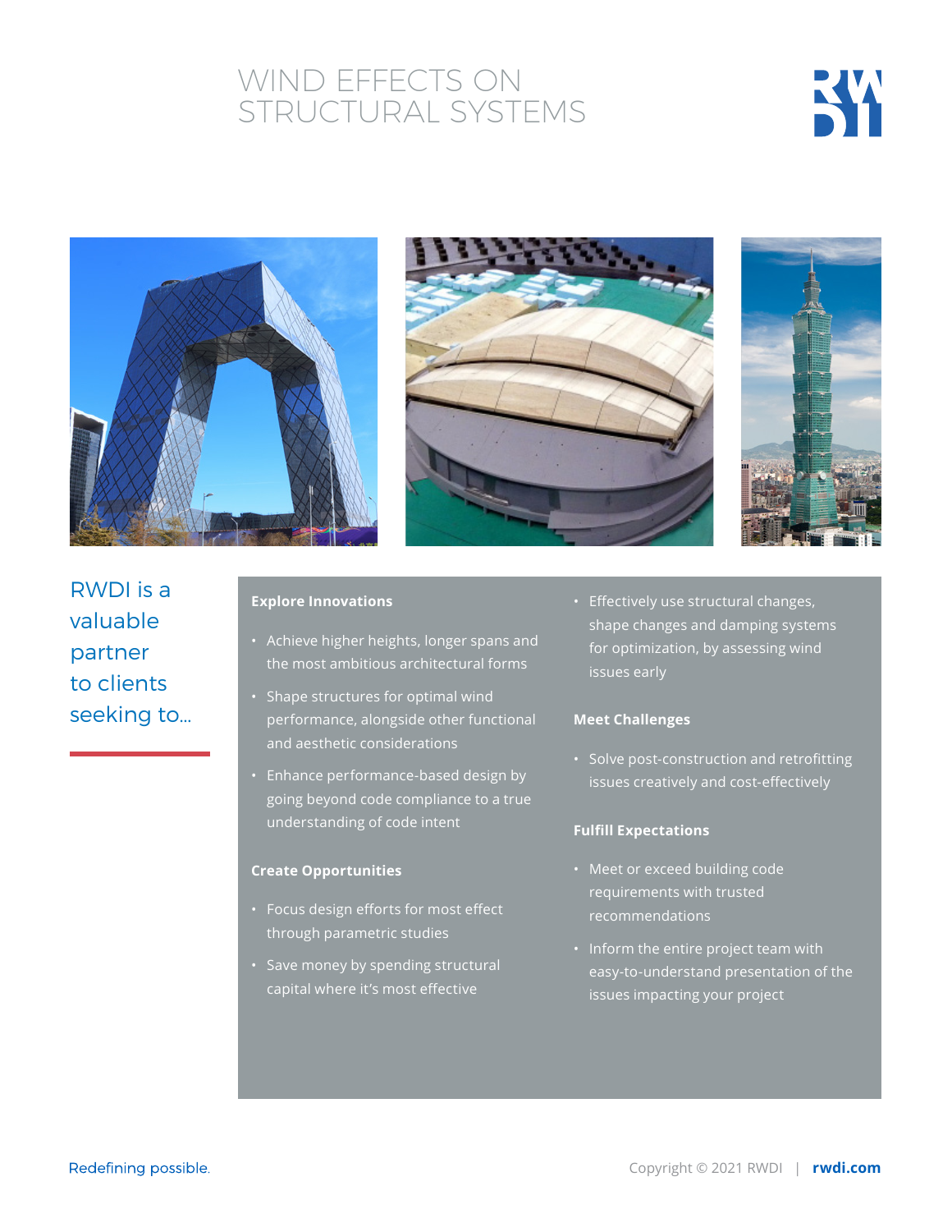# WIND EFFECTS ON STRUCTURAL SYSTEMS

RWDI is a valuable partner to clients seeking to...

**Explore Innovations**

- Achieve higher heights, longer spans and the most ambitious architectural forms
- Shape structures for optimal wind performance, alongside other functional and aesthetic considerations
- Enhance performance-based design by going beyond code compliance to a true understanding of code intent

**Create Opportunities**

- Focus design efforts for most effect through parametric studies
- Save money by spending structural capital where it's most effective
- Effectively use structural changes, shape changes and damping systems for optimization, by assessing wind issues early

**Meet Challenges**

- Solve post-construction and retrofitting issues creatively and cost-effectively

**Fulfill Expectations**

- Meet or exceed building code requirements with trusted recommendations
- Inform the entire project team with easy-to-understand presentation of the issues impacting your project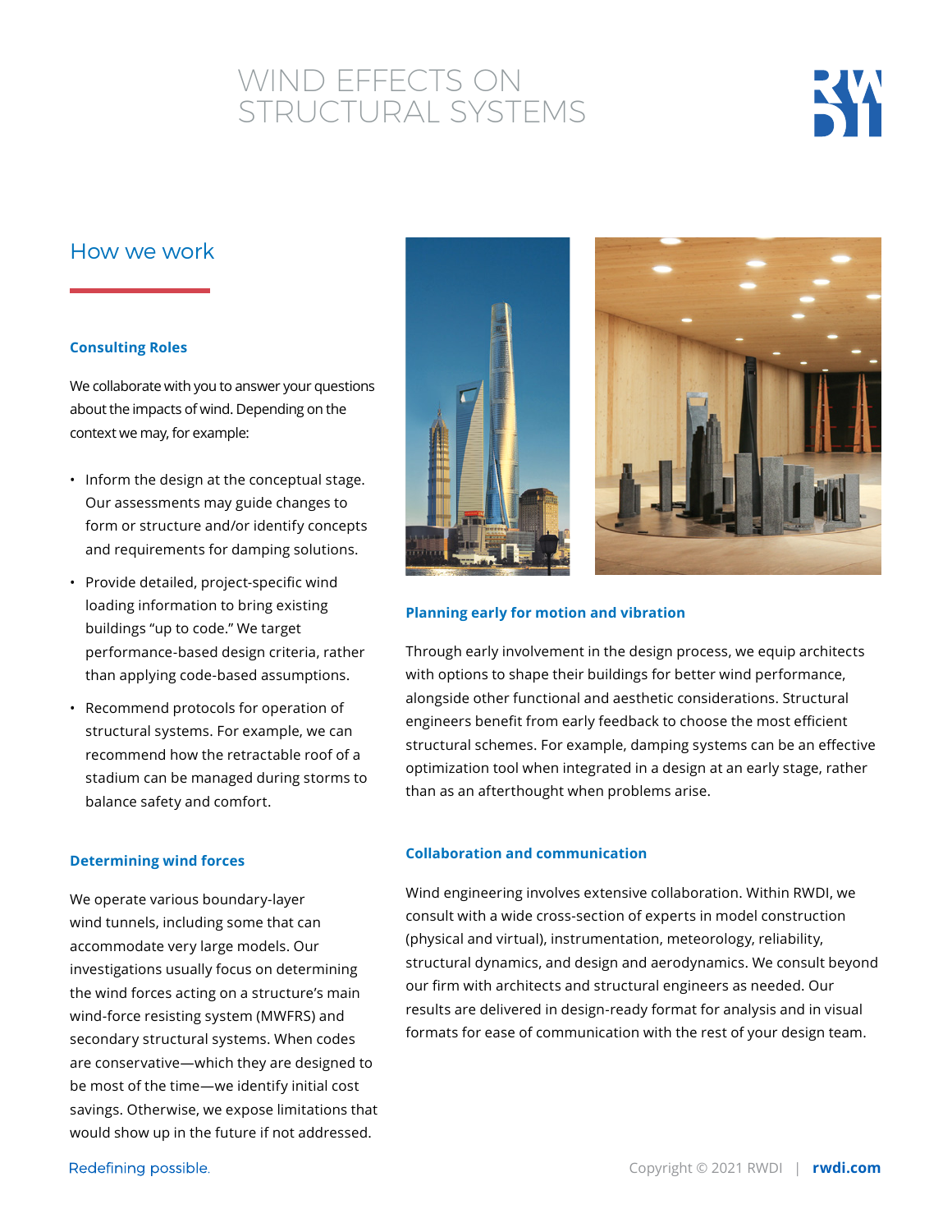# WIND EFFECTS ON STRUCTURAL SYSTEMS

## How we work

### Consulting Roles

We collaborate with you to answer your questions about the impacts of wind. Depending on the context we may, for example:

- Inform the design at the conceptual stage. Our assessments may guide changes to form or structure and/or identify concepts and requirements for damping solutions.
- Provide detailed, project-specific wind loading information to bring existing buildings "up to code." We target performance-based design criteria, rather than applying code-based assumptions.
- Recommend protocols for operation of structural systems. For example, we can recommend how the retractable roof of a stadium can be managed during storms to balance safety and comfort.

### Determining wind forces

We operate various boundary-layer wind tunnels, including some that can accommodate very large models. Our investigations usually focus on determining the wind forces acting on a structure's main wind-force resisting system (MWFRS) and secondary structural systems. When codes are conservative—which they are designed to be most of the time—we identify initial cost savings. Otherwise, we expose limitations that would show up in the future if not addressed.

### Planning early for motion and vibration

Through early involvement in the design process, we equip architects with options to shape their buildings for better wind performance, alongside other functional and aesthetic considerations. Structural engineers benefit from early feedback to choose the most efficient structural schemes. For example, damping systems can be an effective optimization tool when integrated in a design at an early stage, rather than as an afterthought when problems arise.

### Collaboration and communication

Wind engineering involves extensive collaboration. Within RWDI, we consult with a wide cross-section of experts in model construction (physical and virtual), instrumentation, meteorology, reliability, structural dynamics, and design and aerodynamics. We consult beyond our firm with architects and structural engineers as needed. Our results are delivered in design-ready format for analysis and in visual formats for ease of communication with the rest of your design team.

Redefining possible.

Copyright © 2021 RWDI | **rwdi.com**